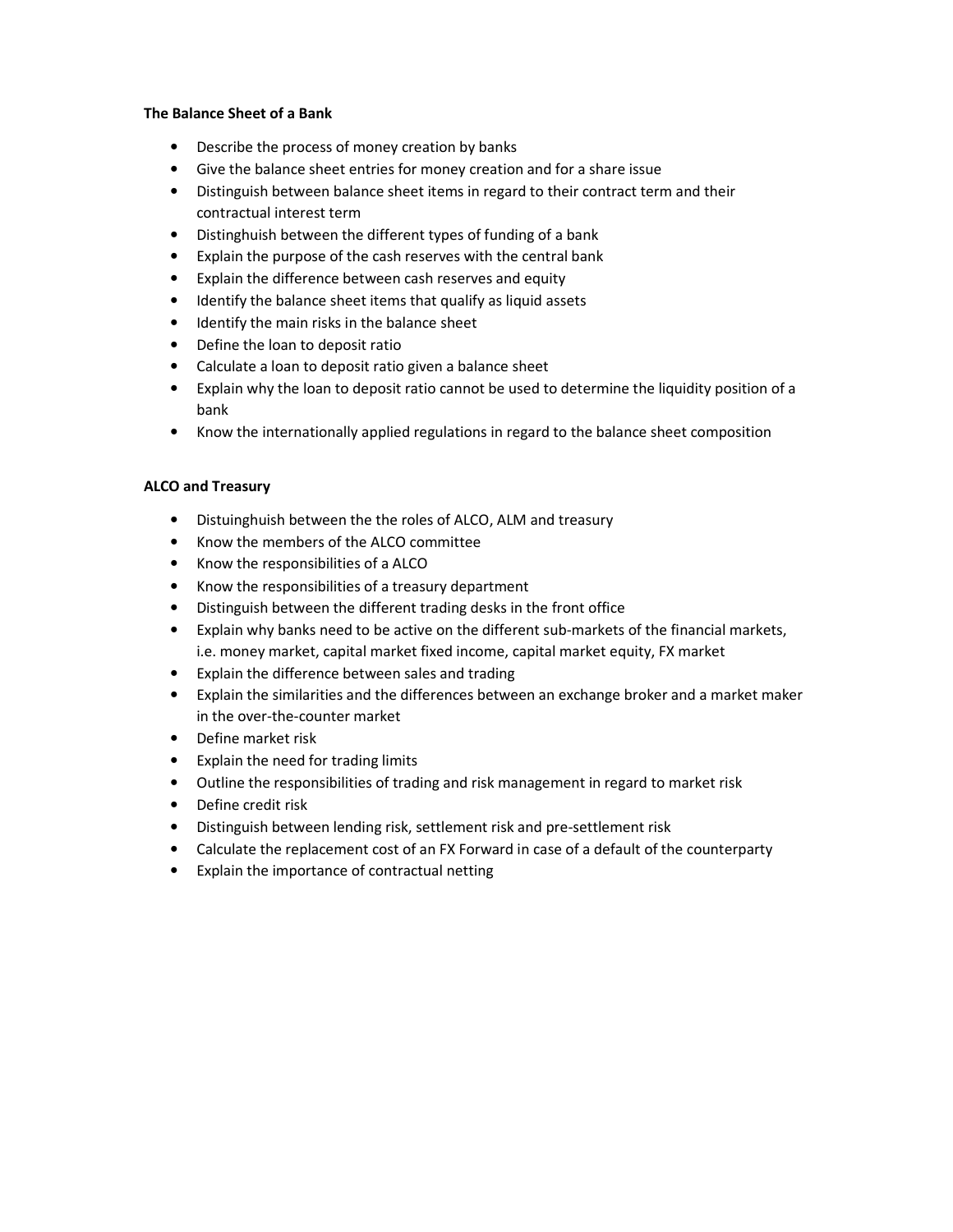**The Balance Sheet of a Bank**

- Describe the process of money creation by banks
- Give the balance sheet entries for money creation and for a share issue
- Distinguish between balance sheet items in regard to their contract term and their contractual interest term
- Distinghuish between the different types of funding of a bank
- Explain the purpose of the cash reserves with the central bank
- Explain the difference between cash reserves and equity
- Identify the balance sheet items that qualify as liquid assets
- Identify the main risks in the balance sheet
- Define the loan to deposit ratio
- Calculate a loan to deposit ratio given a balance sheet
- Explain why the loan to deposit ratio cannot be used to determine the liquidity position of a bank
- Know the internationally applied regulations in regard to the balance sheet composition

**ALCO and Treasury**

- Distuinghuish between the the roles of ALCO, ALM and treasury
- Know the members of the ALCO committee
- Know the responsibilities of a ALCO
- Know the responsibilities of a treasury department
- Distinguish between the different trading desks in the front office
- Explain why banks need to be active on the different sub-markets of the financial markets, i.e. money market, capital market fixed income, capital market equity, FX market
- Explain the difference between sales and trading
- Explain the similarities and the differences between an exchange broker and a market maker in the over-the-counter market
- Define market risk
- Explain the need for trading limits
- Outline the responsibilities of trading and risk management in regard to market risk
- Define credit risk
- Distinguish between lending risk, settlement risk and pre-settlement risk
- Calculate the replacement cost of an FX Forward in case of a default of the counterparty
- Explain the importance of contractual netting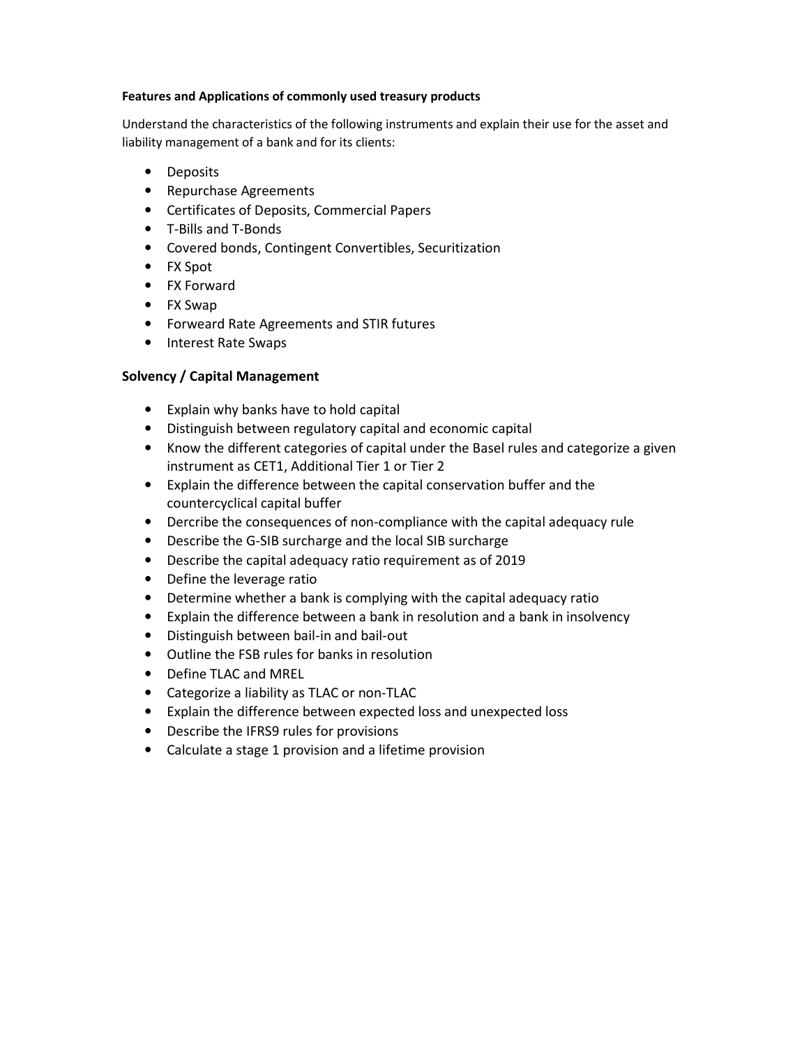**Features and Applications of commonly used treasury products**

Understand the characteristics of the following instruments and explain their use for the asset and liability management of a bank and for its clients:

- Deposits
- Repurchase Agreements
- Certificates of Deposits, Commercial Papers
- T-Bills and T-Bonds
- Covered bonds, Contingent Convertibles, Securitization
- FX Spot
- FX Forward
- FX Swap
- Forweard Rate Agreements and STIR futures
- Interest Rate Swaps

## Solvency / Capital Management

- Explain why banks have to hold capital
- Distinguish between regulatory capital and economic capital
- Know the different categories of capital under the Basel rules and categorize a given instrument as CET1, Additional Tier 1 or Tier 2
- Explain the difference between the capital conservation buffer and the countercyclical capital buffer
- Dercribe the consequences of non-compliance with the capital adequacy rule
- Describe the G-SIB surcharge and the local SIB surcharge
- Describe the capital adequacy ratio requirement as of 2019
- Define the leverage ratio
- Determine whether a bank is complying with the capital adequacy ratio
- Explain the difference between a bank in resolution and a bank in insolvency
- Distinguish between bail-in and bail-out
- Outline the FSB rules for banks in resolution
- Define TLAC and MREL
- Categorize a liability as TLAC or non-TLAC
- Explain the difference between expected loss and unexpected loss
- Describe the IFRS9 rules for provisions
- Calculate a stage 1 provision and a lifetime provision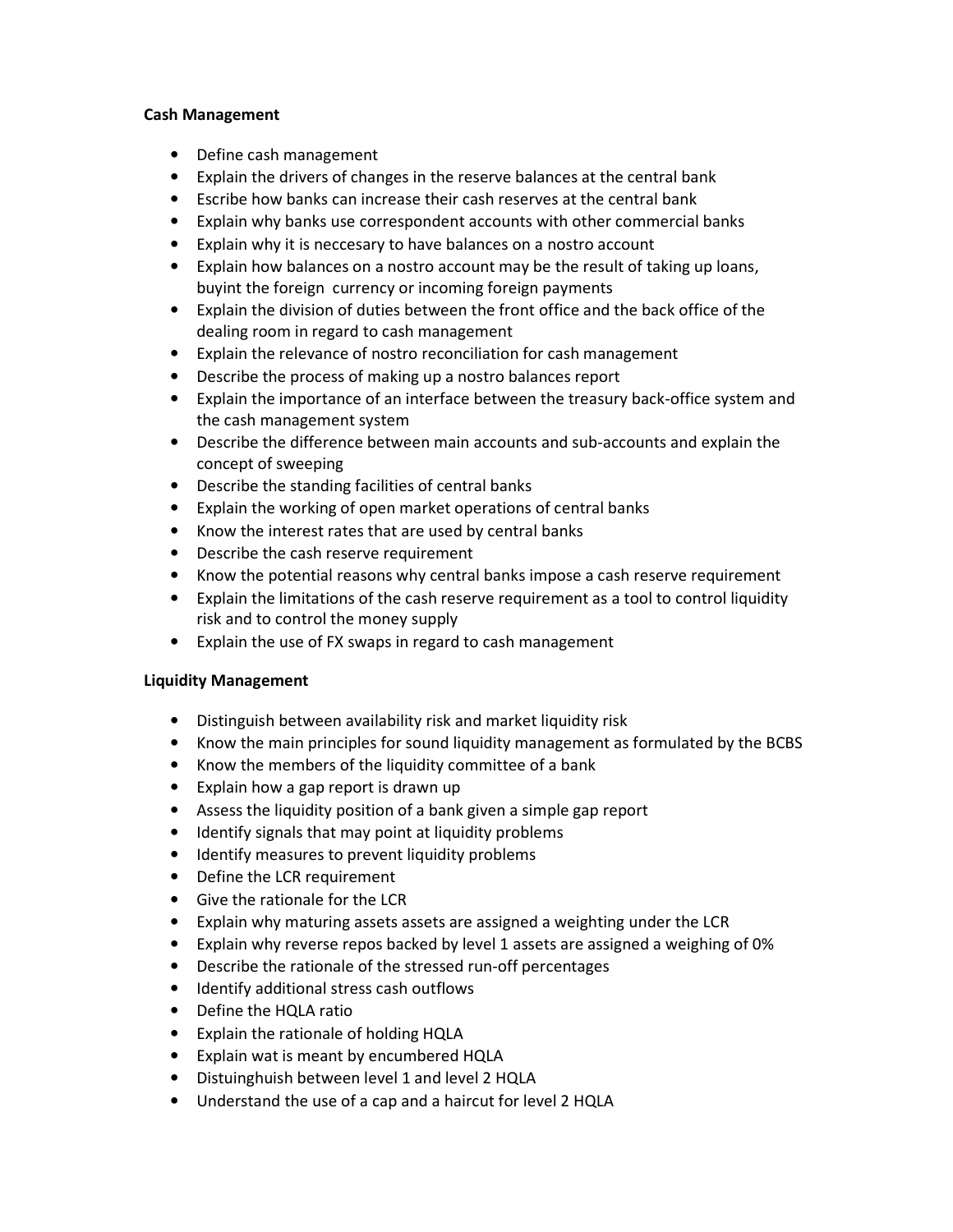**Cash Management**

- Define cash management
- Explain the drivers of changes in the reserve balances at the central bank
- Escribe how banks can increase their cash reserves at the central bank
- Explain why banks use correspondent accounts with other commercial banks
- Explain why it is neccesary to have balances on a nostro account
- Explain how balances on a nostro account may be the result of taking up loans, buyint the foreign currency or incoming foreign payments
- Explain the division of duties between the front office and the back office of the dealing room in regard to cash management
- Explain the relevance of nostro reconciliation for cash management
- Describe the process of making up a nostro balances report
- Explain the importance of an interface between the treasury back-office system and the cash management system
- Describe the difference between main accounts and sub-accounts and explain the concept of sweeping
- Describe the standing facilities of central banks
- Explain the working of open market operations of central banks
- Know the interest rates that are used by central banks
- Describe the cash reserve requirement
- Know the potential reasons why central banks impose a cash reserve requirement
- Explain the limitations of the cash reserve requirement as a tool to control liquidity risk and to control the money supply
- Explain the use of FX swaps in regard to cash management

**Liquidity Management**

- Distinguish between availability risk and market liquidity risk
- Know the main principles for sound liquidity management as formulated by the BCBS
- Know the members of the liquidity committee of a bank
- Explain how a gap report is drawn up
- Assess the liquidity position of a bank given a simple gap report
- Identify signals that may point at liquidity problems
- Identify measures to prevent liquidity problems
- Define the LCR requirement
- Give the rationale for the LCR
- Explain why maturing assets assets are assigned a weighting under the LCR
- Explain why reverse repos backed by level 1 assets are assigned a weighing of 0%
- Describe the rationale of the stressed run-off percentages
- Identify additional stress cash outflows
- Define the HQLA ratio
- Explain the rationale of holding HQLA
- Explain wat is meant by encumbered HQLA
- Distuinghuish between level 1 and level 2 HQLA
- Understand the use of a cap and a haircut for level 2 HQLA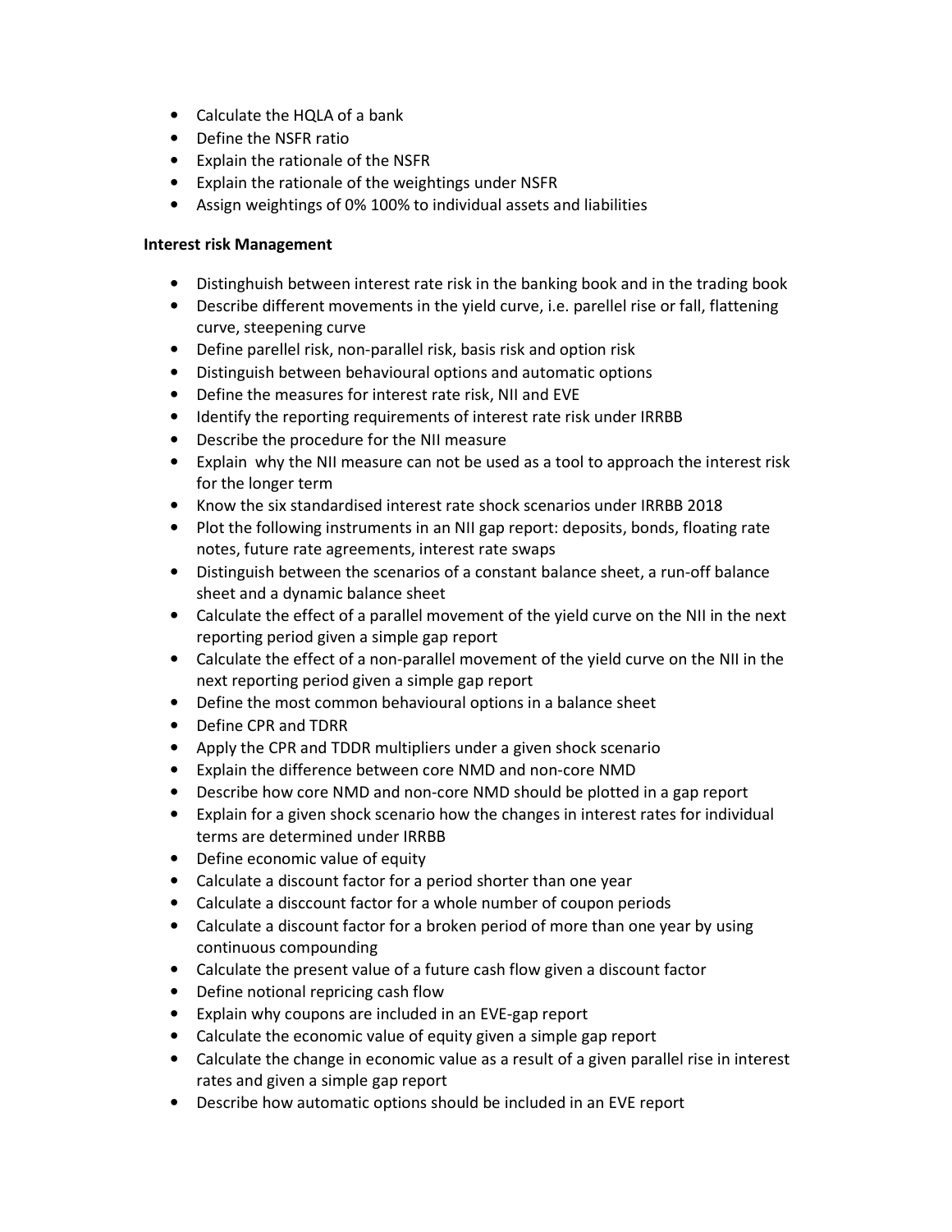- Calculate the HQLA of a bank
- Define the NSFR ratio
- Explain the rationale of the NSFR
- Explain the rationale of the weightings under NSFR
- Assign weightings of 0% 100% to individual assets and liabilities

**Interest risk Management**

- Distinghuish between interest rate risk in the banking book and in the trading book
- Describe different movements in the yield curve, i.e. parellel rise or fall, flattening curve, steepening curve
- Define parellel risk, non-parallel risk, basis risk and option risk
- Distinguish between behavioural options and automatic options
- Define the measures for interest rate risk, NII and EVE
- Identify the reporting requirements of interest rate risk under IRRBB
- Describe the procedure for the NII measure
- Explain why the NII measure can not be used as a tool to approach the interest risk for the longer term
- Know the six standardised interest rate shock scenarios under IRRBB 2018
- Plot the following instruments in an NII gap report: deposits, bonds, floating rate notes, future rate agreements, interest rate swaps
- Distinguish between the scenarios of a constant balance sheet, a run-off balance sheet and a dynamic balance sheet
- Calculate the effect of a parallel movement of the yield curve on the NII in the next reporting period given a simple gap report
- Calculate the effect of a non-parallel movement of the yield curve on the NII in the next reporting period given a simple gap report
- Define the most common behavioural options in a balance sheet
- Define CPR and TDRR
- Apply the CPR and TDDR multipliers under a given shock scenario
- Explain the difference between core NMD and non-core NMD
- Describe how core NMD and non-core NMD should be plotted in a gap report
- Explain for a given shock scenario how the changes in interest rates for individual terms are determined under IRRBB
- Define economic value of equity
- Calculate a discount factor for a period shorter than one year
- Calculate a disccount factor for a whole number of coupon periods
- Calculate a discount factor for a broken period of more than one year by using continuous compounding
- Calculate the present value of a future cash flow given a discount factor
- Define notional repricing cash flow
- Explain why coupons are included in an EVE-gap report
- Calculate the economic value of equity given a simple gap report
- Calculate the change in economic value as a result of a given parallel rise in interest rates and given a simple gap report
- Describe how automatic options should be included in an EVE report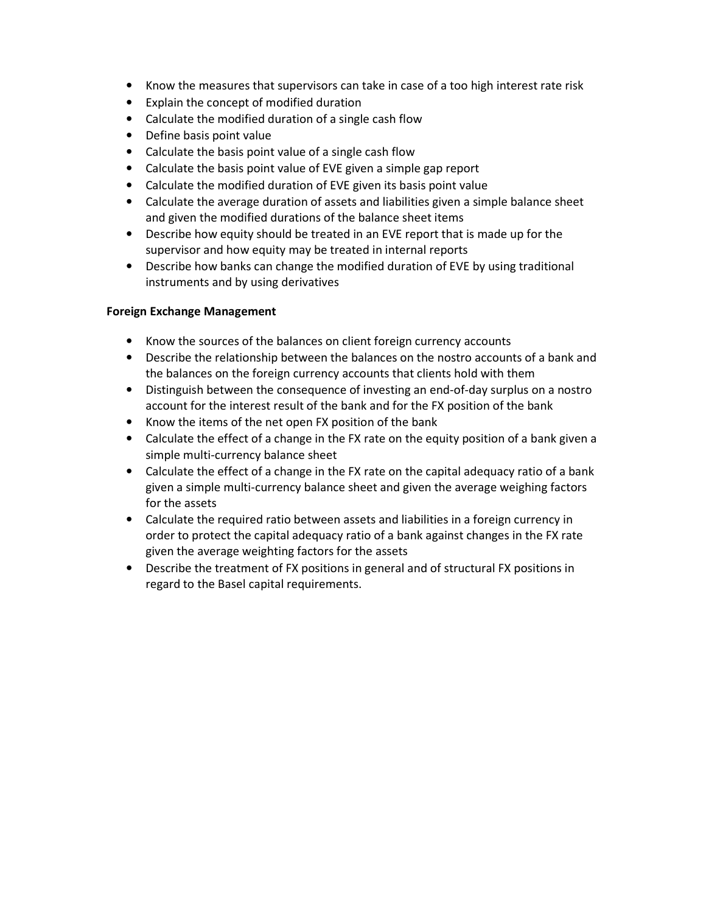- Know the measures that supervisors can take in case of a too high interest rate risk
- Explain the concept of modified duration
- Calculate the modified duration of a single cash flow
- Define basis point value
- Calculate the basis point value of a single cash flow
- Calculate the basis point value of EVE given a simple gap report
- Calculate the modified duration of EVE given its basis point value
- Calculate the average duration of assets and liabilities given a simple balance sheet and given the modified durations of the balance sheet items
- Describe how equity should be treated in an EVE report that is made up for the supervisor and how equity may be treated in internal reports
- Describe how banks can change the modified duration of EVE by using traditional instruments and by using derivatives

**Foreign Exchange Management**

- Know the sources of the balances on client foreign currency accounts
- Describe the relationship between the balances on the nostro accounts of a bank and the balances on the foreign currency accounts that clients hold with them
- Distinguish between the consequence of investing an end-of-day surplus on a nostro account for the interest result of the bank and for the FX position of the bank
- Know the items of the net open FX position of the bank
- Calculate the effect of a change in the FX rate on the equity position of a bank given a simple multi-currency balance sheet
- Calculate the effect of a change in the FX rate on the capital adequacy ratio of a bank given a simple multi-currency balance sheet and given the average weighing factors for the assets
- Calculate the required ratio between assets and liabilities in a foreign currency in order to protect the capital adequacy ratio of a bank against changes in the FX rate given the average weighting factors for the assets
- Describe the treatment of FX positions in general and of structural FX positions in regard to the Basel capital requirements.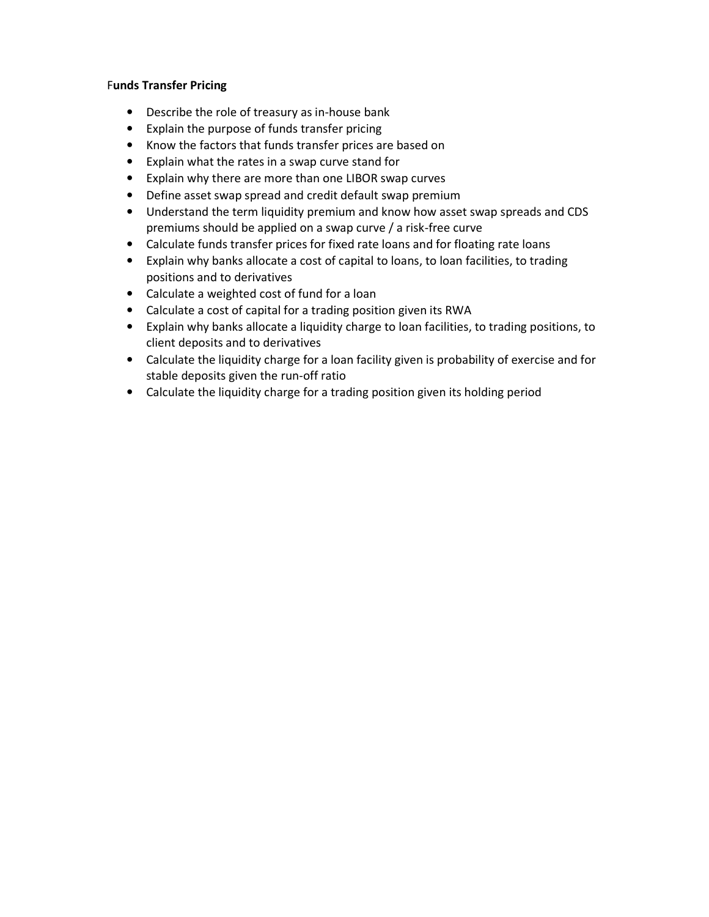**Funds Transfer Pricing**

- Describe the role of treasury as in-house bank
- Explain the purpose of funds transfer pricing
- Know the factors that funds transfer prices are based on
- Explain what the rates in a swap curve stand for
- Explain why there are more than one LIBOR swap curves
- Define asset swap spread and credit default swap premium
- Understand the term liquidity premium and know how asset swap spreads and CDS premiums should be applied on a swap curve / a risk-free curve
- Calculate funds transfer prices for fixed rate loans and for floating rate loans
- Explain why banks allocate a cost of capital to loans, to loan facilities, to trading positions and to derivatives
- Calculate a weighted cost of fund for a loan
- Calculate a cost of capital for a trading position given its RWA
- Explain why banks allocate a liquidity charge to loan facilities, to trading positions, to client deposits and to derivatives
- Calculate the liquidity charge for a loan facility given is probability of exercise and for stable deposits given the run-off ratio
- Calculate the liquidity charge for a trading position given its holding period